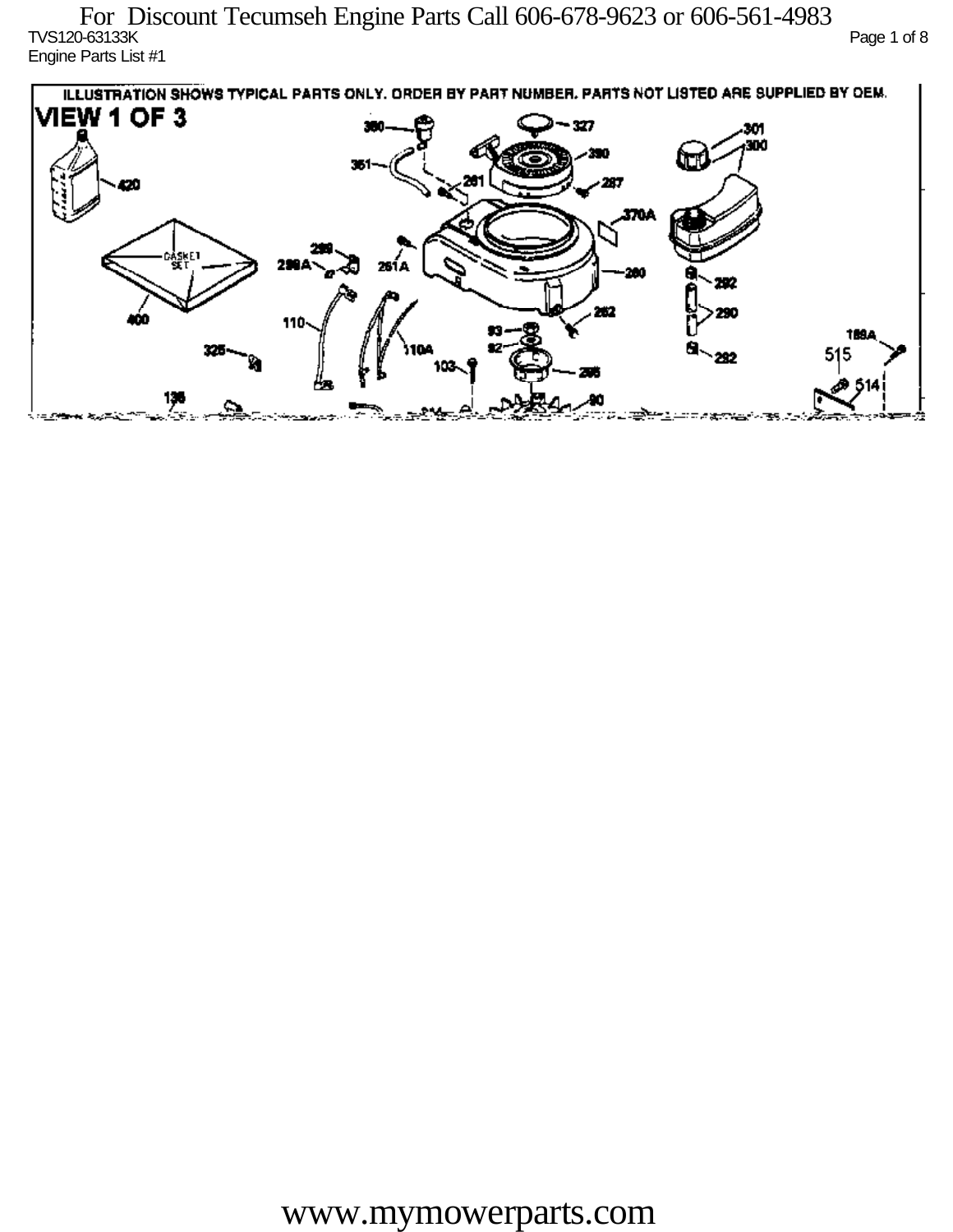For Discount Tecumseh Engine Parts Call 606-678-9623 or 606-561-4983

TVS120-63133K

Engine Parts List #1

ILLUSTRATION SHOWS TYPICAL PARTS ONLY. ORDER BY PART NUMBER. PARTS NOT LISTED ARE SUPPLIED BY OEM.

VIEW 1 OF 3

420 400 GASKET SET 110 110A 325 136 350 351 327 390 261 267 370A 301 300 289 289A 261A 260 292 290 262 93 92 103 265 90 188A 515 514

www.mymowerparts.com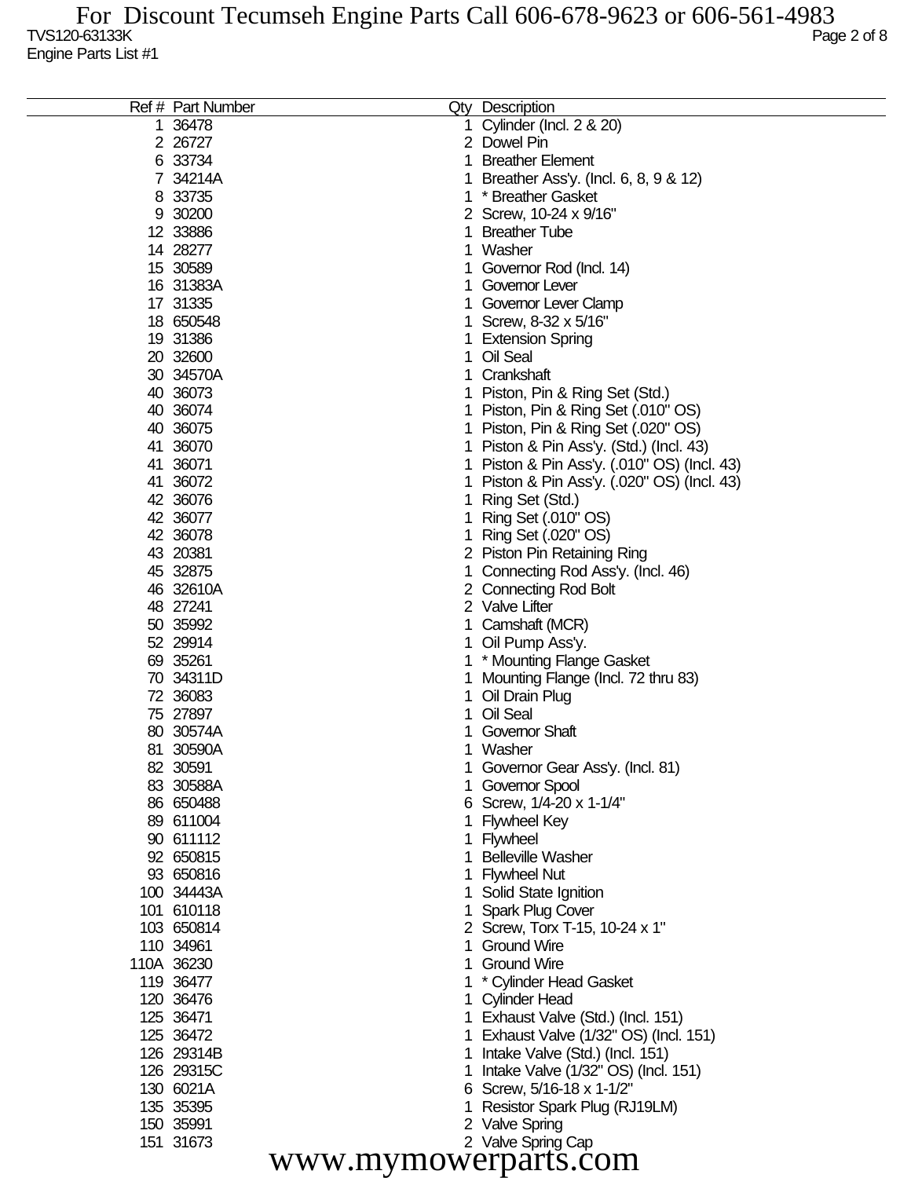For Discount Tecumseh Engine Parts Call 606-678-9623 or 606-561-4983

TVS120-63133K

Engine Parts List #1

| Ref # | Part Number | Qty | Description |
|---|---|---|---|
| 1 | 36478 | 1 | Cylinder (Incl. 2 & 20) |
| 2 | 26727 | 2 | Dowel Pin |
| 6 | 33734 | 1 | Breather Element |
| 7 | 34214A | 1 | Breather Ass'y. (Incl. 6, 8, 9 & 12) |
| 8 | 33735 | 1 | * Breather Gasket |
| 9 | 30200 | 2 | Screw, 10-24 x 9/16" |
| 12 | 33886 | 1 | Breather Tube |
| 14 | 28277 | 1 | Washer |
| 15 | 30589 | 1 | Governor Rod (Incl. 14) |
| 16 | 31383A | 1 | Governor Lever |
| 17 | 31335 | 1 | Governor Lever Clamp |
| 18 | 650548 | 1 | Screw, 8-32 x 5/16" |
| 19 | 31386 | 1 | Extension Spring |
| 20 | 32600 | 1 | Oil Seal |
| 30 | 34570A | 1 | Crankshaft |
| 40 | 36073 | 1 | Piston, Pin & Ring Set (Std.) |
| 40 | 36074 | 1 | Piston, Pin & Ring Set (.010" OS) |
| 40 | 36075 | 1 | Piston, Pin & Ring Set (.020" OS) |
| 41 | 36070 | 1 | Piston & Pin Ass'y. (Std.) (Incl. 43) |
| 41 | 36071 | 1 | Piston & Pin Ass'y. (.010" OS) (Incl. 43) |
| 41 | 36072 | 1 | Piston & Pin Ass'y. (.020" OS) (Incl. 43) |
| 42 | 36076 | 1 | Ring Set (Std.) |
| 42 | 36077 | 1 | Ring Set (.010" OS) |
| 42 | 36078 | 1 | Ring Set (.020" OS) |
| 43 | 20381 | 2 | Piston Pin Retaining Ring |
| 45 | 32875 | 1 | Connecting Rod Ass'y. (Incl. 46) |
| 46 | 32610A | 2 | Connecting Rod Bolt |
| 48 | 27241 | 2 | Valve Lifter |
| 50 | 35992 | 1 | Camshaft (MCR) |
| 52 | 29914 | 1 | Oil Pump Ass'y. |
| 69 | 35261 | 1 | * Mounting Flange Gasket |
| 70 | 34311D | 1 | Mounting Flange (Incl. 72 thru 83) |
| 72 | 36083 | 1 | Oil Drain Plug |
| 75 | 27897 | 1 | Oil Seal |
| 80 | 30574A | 1 | Governor Shaft |
| 81 | 30590A | 1 | Washer |
| 82 | 30591 | 1 | Governor Gear Ass'y. (Incl. 81) |
| 83 | 30588A | 1 | Governor Spool |
| 86 | 650488 | 6 | Screw, 1/4-20 x 1-1/4" |
| 89 | 611004 | 1 | Flywheel Key |
| 90 | 611112 | 1 | Flywheel |
| 92 | 650815 | 1 | Belleville Washer |
| 93 | 650816 | 1 | Flywheel Nut |
| 100 | 34443A | 1 | Solid State Ignition |
| 101 | 610118 | 1 | Spark Plug Cover |
| 103 | 650814 | 2 | Screw, Torx T-15, 10-24 x 1" |
| 110 | 34961 | 1 | Ground Wire |
| 110A | 36230 | 1 | Ground Wire |
| 119 | 36477 | 1 | * Cylinder Head Gasket |
| 120 | 36476 | 1 | Cylinder Head |
| 125 | 36471 | 1 | Exhaust Valve (Std.) (Incl. 151) |
| 125 | 36472 | 1 | Exhaust Valve (1/32" OS) (Incl. 151) |
| 126 | 29314B | 1 | Intake Valve (Std.) (Incl. 151) |
| 126 | 29315C | 1 | Intake Valve (1/32" OS) (Incl. 151) |
| 130 | 6021A | 6 | Screw, 5/16-18 x 1-1/2" |
| 135 | 35395 | 1 | Resistor Spark Plug (RJ19LM) |
| 150 | 35991 | 2 | Valve Spring |
| 151 | 31673 | 2 | Valve Spring Cap |

www.mymowerparts.com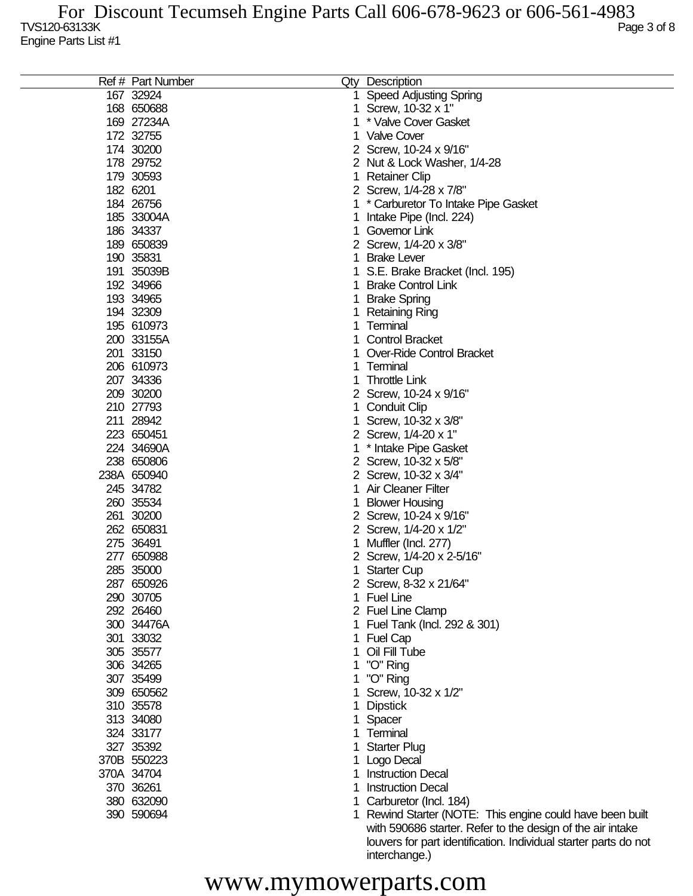For Discount Tecumseh Engine Parts Call 606-678-9623 or 606-561-4983

TVS120-63133K

Engine Parts List #1

| Ref # | Part Number | Qty | Description |
|---|---|---|---|
| 167 | 32924 | 1 | Speed Adjusting Spring |
| 168 | 650688 | 1 | Screw, 10-32 x 1" |
| 169 | 27234A | 1 | * Valve Cover Gasket |
| 172 | 32755 | 1 | Valve Cover |
| 174 | 30200 | 2 | Screw, 10-24 x 9/16" |
| 178 | 29752 | 2 | Nut & Lock Washer, 1/4-28 |
| 179 | 30593 | 1 | Retainer Clip |
| 182 | 6201 | 2 | Screw, 1/4-28 x 7/8" |
| 184 | 26756 | 1 | * Carburetor To Intake Pipe Gasket |
| 185 | 33004A | 1 | Intake Pipe (Incl. 224) |
| 186 | 34337 | 1 | Governor Link |
| 189 | 650839 | 2 | Screw, 1/4-20 x 3/8" |
| 190 | 35831 | 1 | Brake Lever |
| 191 | 35039B | 1 | S.E. Brake Bracket (Incl. 195) |
| 192 | 34966 | 1 | Brake Control Link |
| 193 | 34965 | 1 | Brake Spring |
| 194 | 32309 | 1 | Retaining Ring |
| 195 | 610973 | 1 | Terminal |
| 200 | 33155A | 1 | Control Bracket |
| 201 | 33150 | 1 | Over-Ride Control Bracket |
| 206 | 610973 | 1 | Terminal |
| 207 | 34336 | 1 | Throttle Link |
| 209 | 30200 | 2 | Screw, 10-24 x 9/16" |
| 210 | 27793 | 1 | Conduit Clip |
| 211 | 28942 | 1 | Screw, 10-32 x 3/8" |
| 223 | 650451 | 2 | Screw, 1/4-20 x 1" |
| 224 | 34690A | 1 | * Intake Pipe Gasket |
| 238 | 650806 | 2 | Screw, 10-32 x 5/8" |
| 238A | 650940 | 2 | Screw, 10-32 x 3/4" |
| 245 | 34782 | 1 | Air Cleaner Filter |
| 260 | 35534 | 1 | Blower Housing |
| 261 | 30200 | 2 | Screw, 10-24 x 9/16" |
| 262 | 650831 | 2 | Screw, 1/4-20 x 1/2" |
| 275 | 36491 | 1 | Muffler (Incl. 277) |
| 277 | 650988 | 2 | Screw, 1/4-20 x 2-5/16" |
| 285 | 35000 | 1 | Starter Cup |
| 287 | 650926 | 2 | Screw, 8-32 x 21/64" |
| 290 | 30705 | 1 | Fuel Line |
| 292 | 26460 | 2 | Fuel Line Clamp |
| 300 | 34476A | 1 | Fuel Tank (Incl. 292 & 301) |
| 301 | 33032 | 1 | Fuel Cap |
| 305 | 35577 | 1 | Oil Fill Tube |
| 306 | 34265 | 1 | "O" Ring |
| 307 | 35499 | 1 | "O" Ring |
| 309 | 650562 | 1 | Screw, 10-32 x 1/2" |
| 310 | 35578 | 1 | Dipstick |
| 313 | 34080 | 1 | Spacer |
| 324 | 33177 | 1 | Terminal |
| 327 | 35392 | 1 | Starter Plug |
| 370B | 550223 | 1 | Logo Decal |
| 370A | 34704 | 1 | Instruction Decal |
| 370 | 36261 | 1 | Instruction Decal |
| 380 | 632090 | 1 | Carburetor (Incl. 184) |
| 390 | 590694 | 1 | Rewind Starter (NOTE: This engine could have been built with 590686 starter. Refer to the design of the air intake louvers for part identification. Individual starter parts do not interchange.) |

www.mymowerparts.com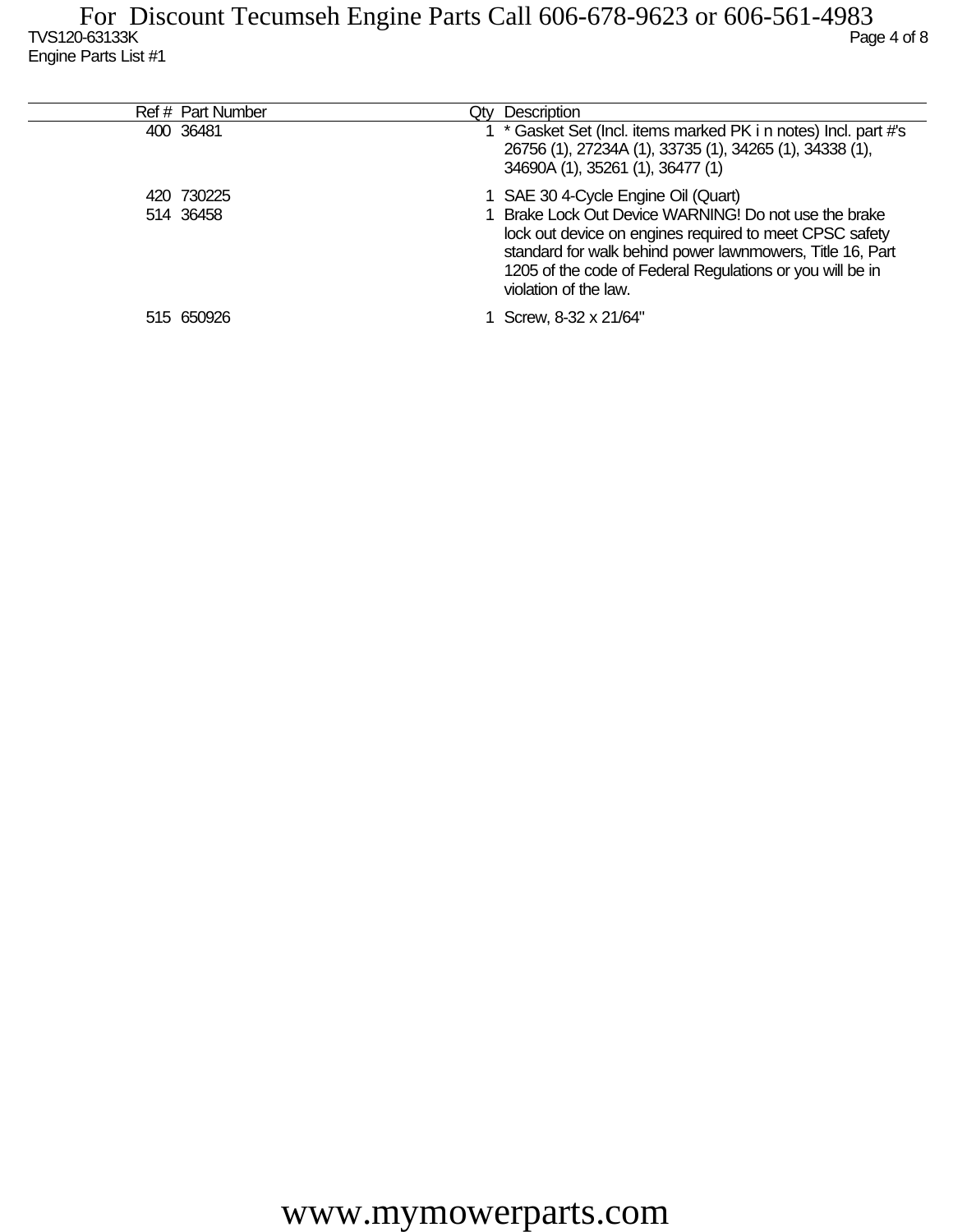| Ref # | Part Number | Qty | Description |
|---|---|---|---|
| 400 | 36481 | 1 | * Gasket Set (Incl. items marked PK i n notes) Incl. part #'s 26756 (1), 27234A (1), 33735 (1), 34265 (1), 34338 (1), 34690A (1), 35261 (1), 36477 (1) |
| 420 | 730225 | 1 | SAE 30 4-Cycle Engine Oil (Quart) |
| 514 | 36458 | 1 | Brake Lock Out Device WARNING! Do not use the brake lock out device on engines required to meet CPSC safety standard for walk behind power lawnmowers, Title 16, Part 1205 of the code of Federal Regulations or you will be in violation of the law. |
| 515 | 650926 | 1 | Screw, 8-32 x 21/64" |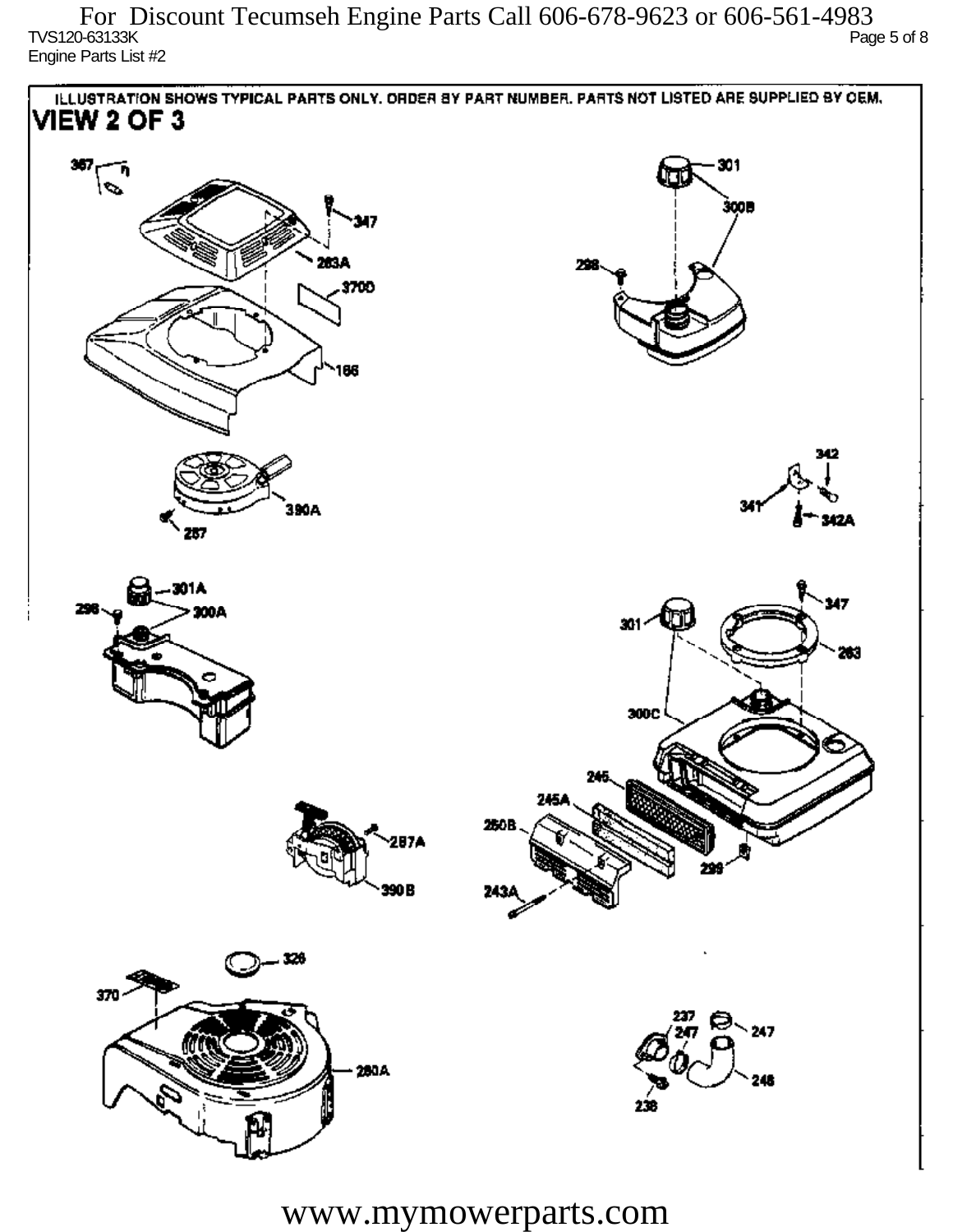For Discount Tecumseh Engine Parts Call 606-678-9623 or 606-561-4983

TVS120-63133K

Engine Parts List #2

ILLUSTRATION SHOWS TYPICAL PARTS ONLY. ORDER BY PART NUMBER. PARTS NOT LISTED ARE SUPPLIED BY OEM.

## VIEW 2 OF 3

367, 347, 263A, 370D, 166, 301, 300B, 298, 390A, 267, 342, 341, 342A, 301A, 298, 300A, 347, 301, 263, 300C, 245, 245A, 250B, 243A, 299, 267A, 390B, 326, 370, 260A, 237, 247, 247, 248, 238

www.mymowerparts.com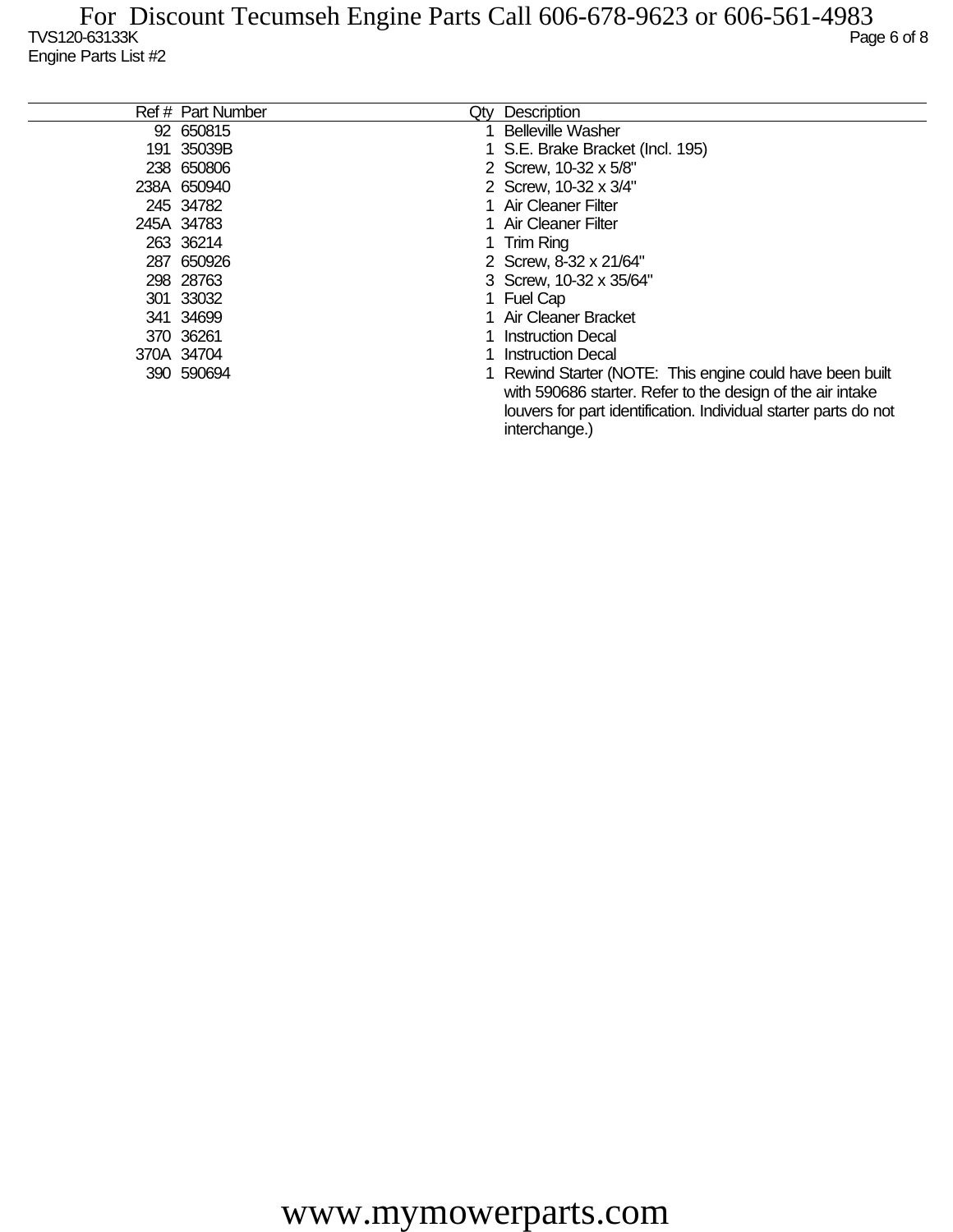TVS120-63133K

Engine Parts List #2

| Ref # | Part Number | Qty | Description |
|---|---|---|---|
| 92 | 650815 | 1 | Belleville Washer |
| 191 | 35039B | 1 | S.E. Brake Bracket (Incl. 195) |
| 238 | 650806 | 2 | Screw, 10-32 x 5/8" |
| 238A | 650940 | 2 | Screw, 10-32 x 3/4" |
| 245 | 34782 | 1 | Air Cleaner Filter |
| 245A | 34783 | 1 | Air Cleaner Filter |
| 263 | 36214 | 1 | Trim Ring |
| 287 | 650926 | 2 | Screw, 8-32 x 21/64" |
| 298 | 28763 | 3 | Screw, 10-32 x 35/64" |
| 301 | 33032 | 1 | Fuel Cap |
| 341 | 34699 | 1 | Air Cleaner Bracket |
| 370 | 36261 | 1 | Instruction Decal |
| 370A | 34704 | 1 | Instruction Decal |
| 390 | 590694 | 1 | Rewind Starter (NOTE: This engine could have been built with 590686 starter. Refer to the design of the air intake louvers for part identification. Individual starter parts do not interchange.) |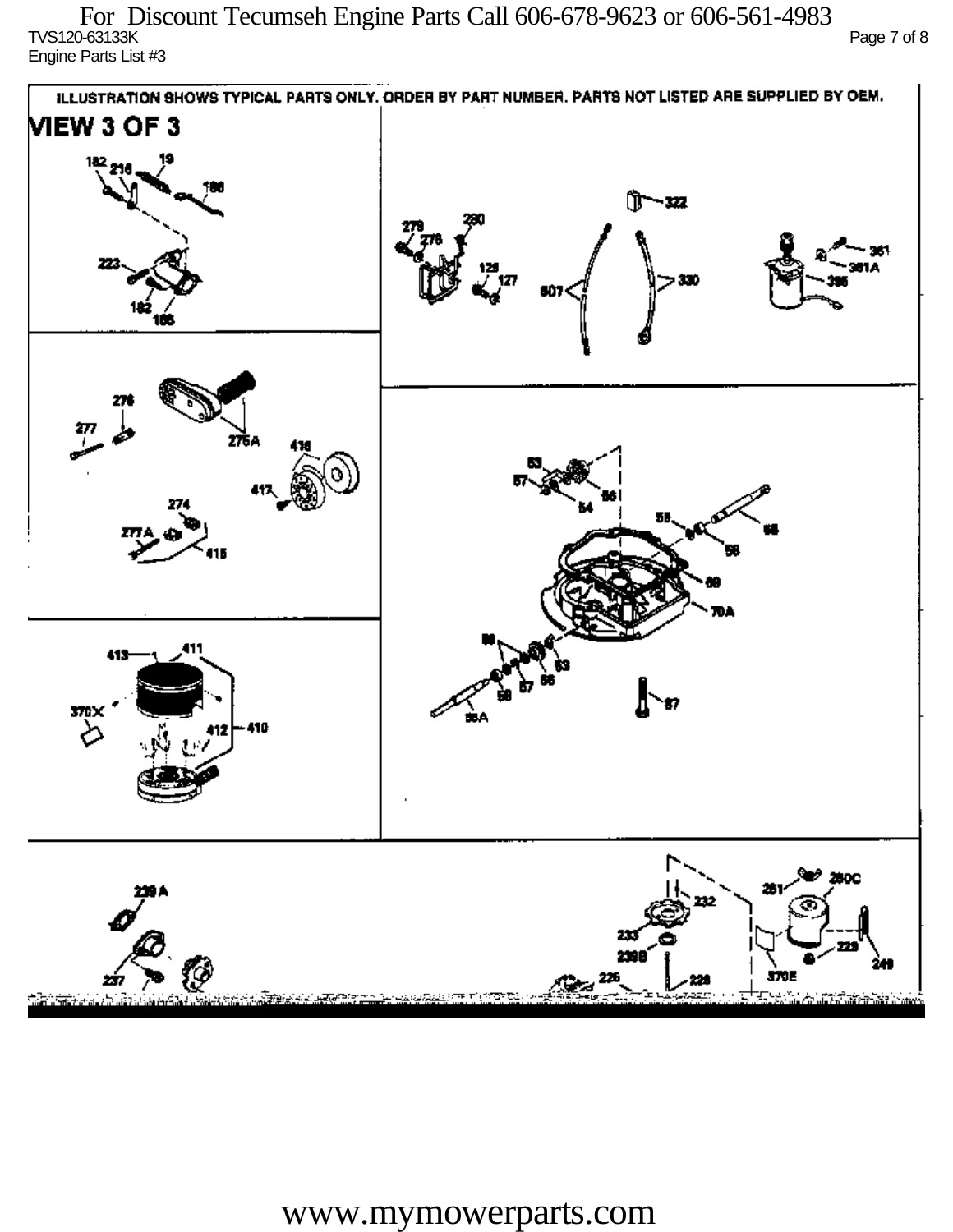ILLUSTRATION SHOWS TYPICAL PARTS ONLY. ORDER BY PART NUMBER. PARTS NOT LISTED ARE SUPPLIED BY OEM.

# VIEW 3 OF 3

182 216 19 186 223 182 186

279 280 278 129 127 607 322 330 361 361A 395

276 277 275A 416 417 274 277A 415

53 57 54 56 55 58 58 69 70A 56 53 57 58 55A 87

413 411 370X 412 410

239A 237 232 233 239B 226 228 281 280C 229 249 370E

www.mymowerparts.com